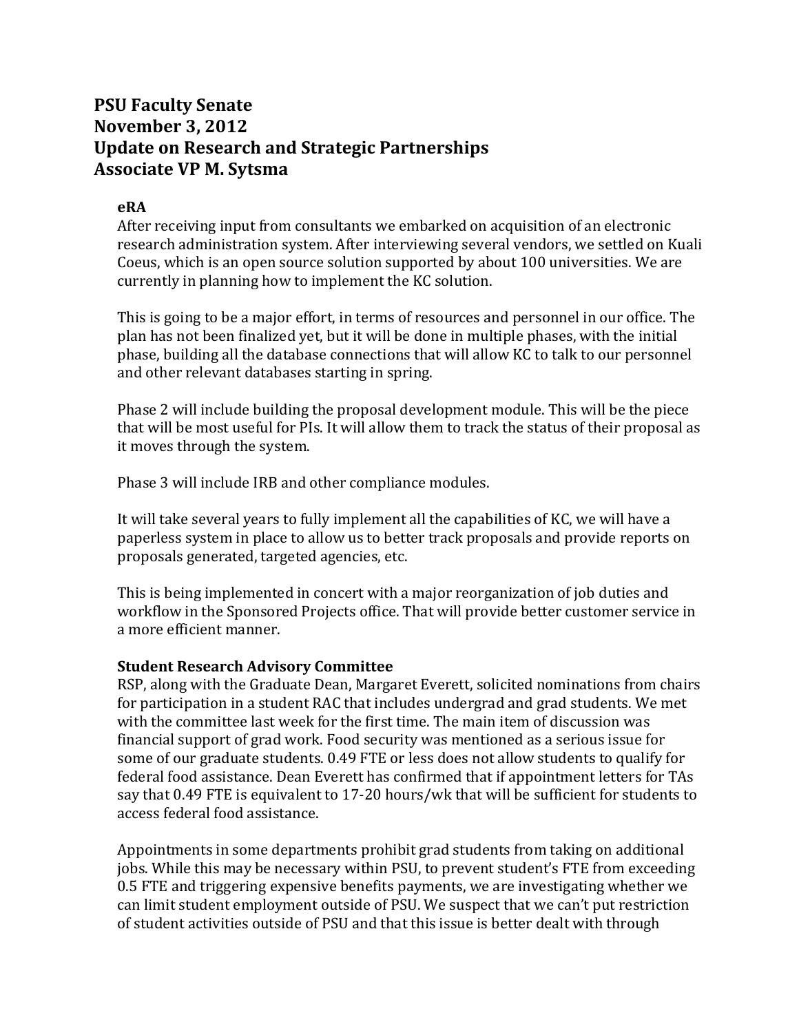# PSU Faculty Senate
# November 3, 2012
# Update on Research and Strategic Partnerships
# Associate VP M. Sytsma

### eRA

After receiving input from consultants we embarked on acquisition of an electronic research administration system. After interviewing several vendors, we settled on Kuali Coeus, which is an open source solution supported by about 100 universities. We are currently in planning how to implement the KC solution.

This is going to be a major effort, in terms of resources and personnel in our office. The plan has not been finalized yet, but it will be done in multiple phases, with the initial phase, building all the database connections that will allow KC to talk to our personnel and other relevant databases starting in spring.

Phase 2 will include building the proposal development module. This will be the piece that will be most useful for PIs. It will allow them to track the status of their proposal as it moves through the system.

Phase 3 will include IRB and other compliance modules.

It will take several years to fully implement all the capabilities of KC, we will have a paperless system in place to allow us to better track proposals and provide reports on proposals generated, targeted agencies, etc.

This is being implemented in concert with a major reorganization of job duties and workflow in the Sponsored Projects office. That will provide better customer service in a more efficient manner.

### Student Research Advisory Committee

RSP, along with the Graduate Dean, Margaret Everett, solicited nominations from chairs for participation in a student RAC that includes undergrad and grad students. We met with the committee last week for the first time. The main item of discussion was financial support of grad work. Food security was mentioned as a serious issue for some of our graduate students. 0.49 FTE or less does not allow students to qualify for federal food assistance. Dean Everett has confirmed that if appointment letters for TAs say that 0.49 FTE is equivalent to 17-20 hours/wk that will be sufficient for students to access federal food assistance.

Appointments in some departments prohibit grad students from taking on additional jobs. While this may be necessary within PSU, to prevent student's FTE from exceeding 0.5 FTE and triggering expensive benefits payments, we are investigating whether we can limit student employment outside of PSU. We suspect that we can't put restriction of student activities outside of PSU and that this issue is better dealt with through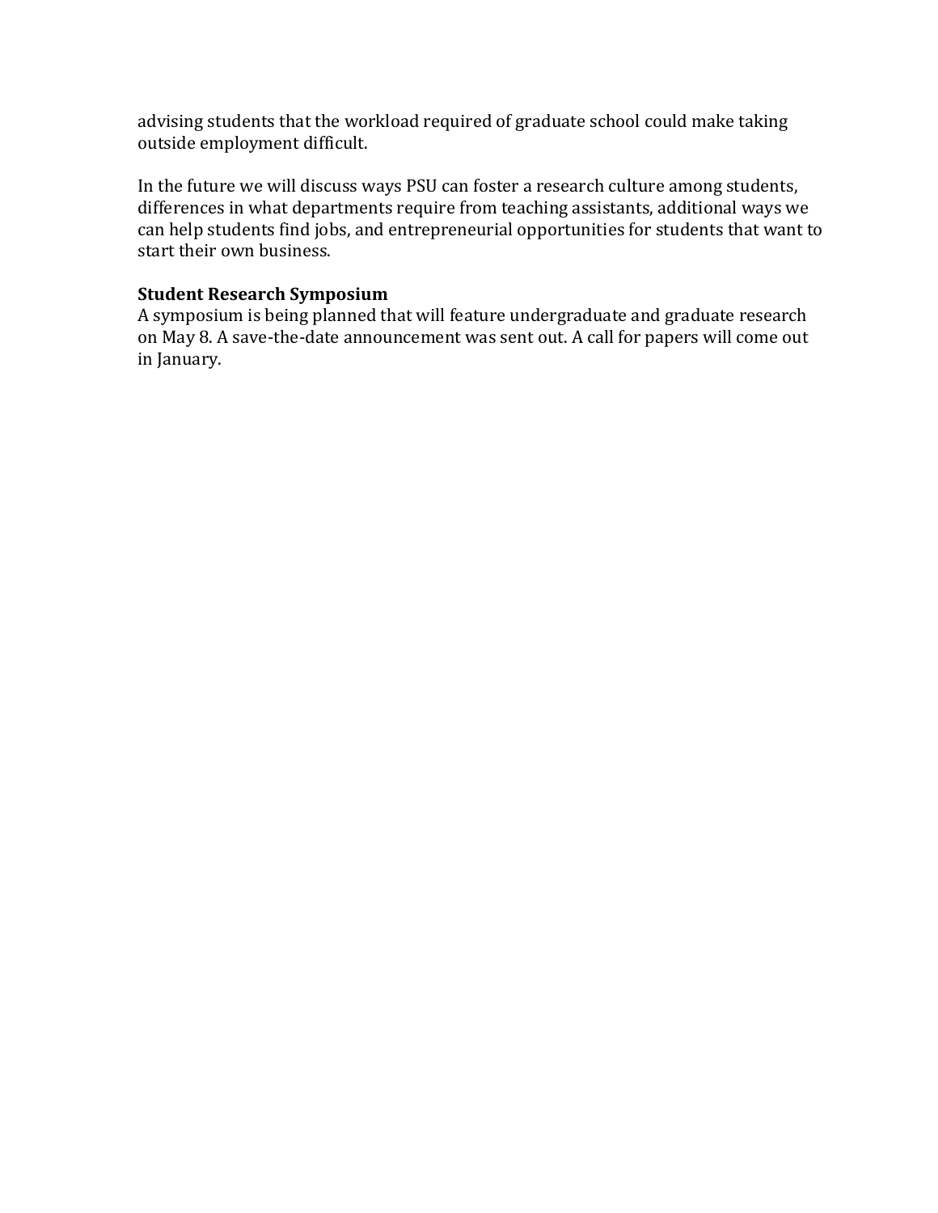advising students that the workload required of graduate school could make taking outside employment difficult.

In the future we will discuss ways PSU can foster a research culture among students, differences in what departments require from teaching assistants, additional ways we can help students find jobs, and entrepreneurial opportunities for students that want to start their own business.

**Student Research Symposium**

A symposium is being planned that will feature undergraduate and graduate research on May 8. A save-the-date announcement was sent out. A call for papers will come out in January.